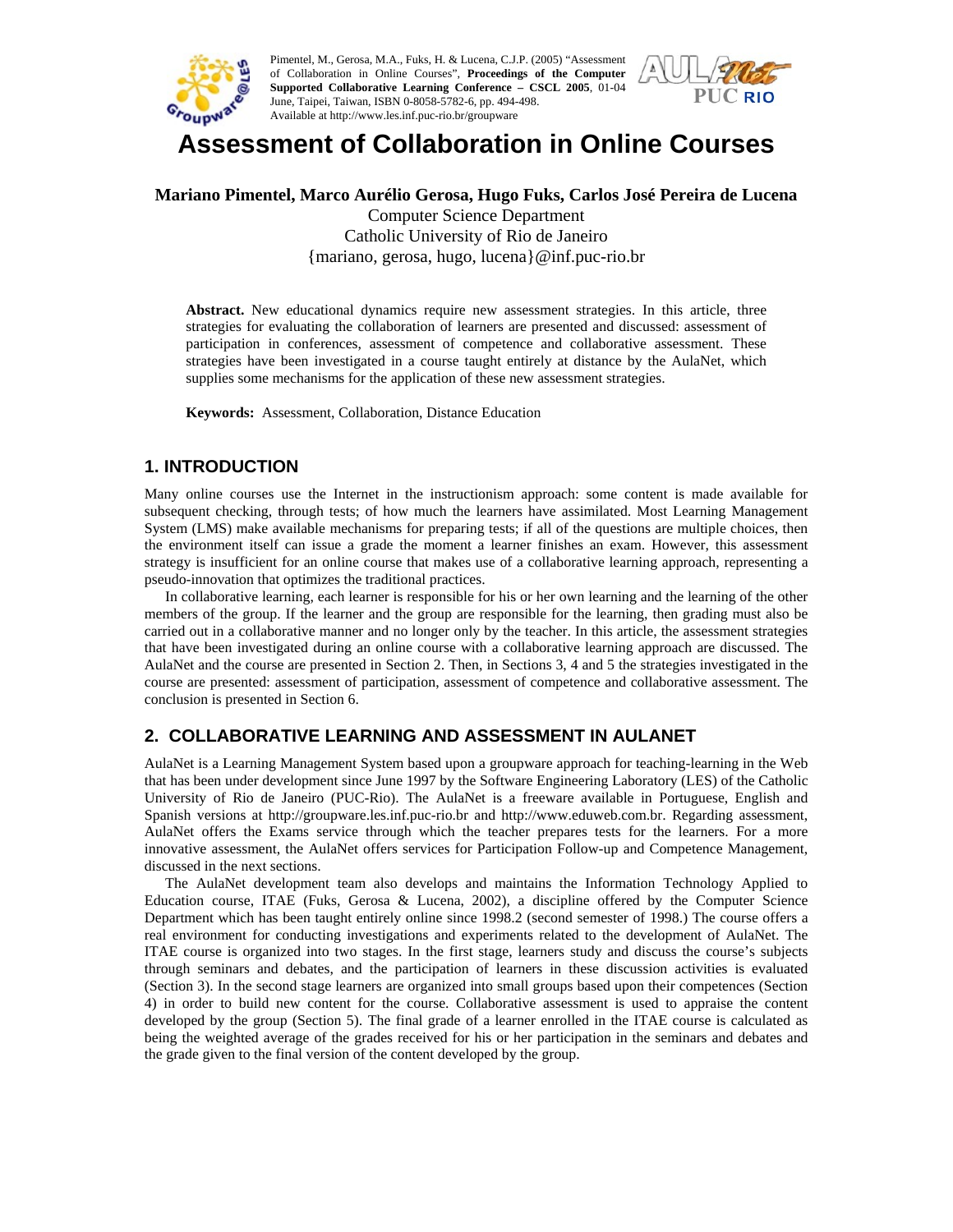Pimentel, M., Gerosa, M.A., Fuks, H. & Lucena, C.J.P. (2005) "Assessment of Collaboration in Online Courses", **Proceedings of the Computer Supported Collaborative Learning Conference – CSCL 2005**, 01-04 June, Taipei, Taiwan, ISBN 0-8058-5782-6, pp. 494-498. Available at http://www.les.inf.puc-rio.br/groupware

# Assessment of Collaboration in Online Courses

**Mariano Pimentel, Marco Aurélio Gerosa, Hugo Fuks, Carlos José Pereira de Lucena**
Computer Science Department
Catholic University of Rio de Janeiro
{mariano, gerosa, hugo, lucena}@inf.puc-rio.br

**Abstract.** New educational dynamics require new assessment strategies. In this article, three strategies for evaluating the collaboration of learners are presented and discussed: assessment of participation in conferences, assessment of competence and collaborative assessment. These strategies have been investigated in a course taught entirely at distance by the AulaNet, which supplies some mechanisms for the application of these new assessment strategies.

**Keywords:** Assessment, Collaboration, Distance Education

## 1. INTRODUCTION

Many online courses use the Internet in the instructionism approach: some content is made available for subsequent checking, through tests; of how much the learners have assimilated. Most Learning Management System (LMS) make available mechanisms for preparing tests; if all of the questions are multiple choices, then the environment itself can issue a grade the moment a learner finishes an exam. However, this assessment strategy is insufficient for an online course that makes use of a collaborative learning approach, representing a pseudo-innovation that optimizes the traditional practices.

In collaborative learning, each learner is responsible for his or her own learning and the learning of the other members of the group. If the learner and the group are responsible for the learning, then grading must also be carried out in a collaborative manner and no longer only by the teacher. In this article, the assessment strategies that have been investigated during an online course with a collaborative learning approach are discussed. The AulaNet and the course are presented in Section 2. Then, in Sections 3, 4 and 5 the strategies investigated in the course are presented: assessment of participation, assessment of competence and collaborative assessment. The conclusion is presented in Section 6.

## 2. COLLABORATIVE LEARNING AND ASSESSMENT IN AULANET

AulaNet is a Learning Management System based upon a groupware approach for teaching-learning in the Web that has been under development since June 1997 by the Software Engineering Laboratory (LES) of the Catholic University of Rio de Janeiro (PUC-Rio). The AulaNet is a freeware available in Portuguese, English and Spanish versions at http://groupware.les.inf.puc-rio.br and http://www.eduweb.com.br. Regarding assessment, AulaNet offers the Exams service through which the teacher prepares tests for the learners. For a more innovative assessment, the AulaNet offers services for Participation Follow-up and Competence Management, discussed in the next sections.

The AulaNet development team also develops and maintains the Information Technology Applied to Education course, ITAE (Fuks, Gerosa & Lucena, 2002), a discipline offered by the Computer Science Department which has been taught entirely online since 1998.2 (second semester of 1998.) The course offers a real environment for conducting investigations and experiments related to the development of AulaNet. The ITAE course is organized into two stages. In the first stage, learners study and discuss the course's subjects through seminars and debates, and the participation of learners in these discussion activities is evaluated (Section 3). In the second stage learners are organized into small groups based upon their competences (Section 4) in order to build new content for the course. Collaborative assessment is used to appraise the content developed by the group (Section 5). The final grade of a learner enrolled in the ITAE course is calculated as being the weighted average of the grades received for his or her participation in the seminars and debates and the grade given to the final version of the content developed by the group.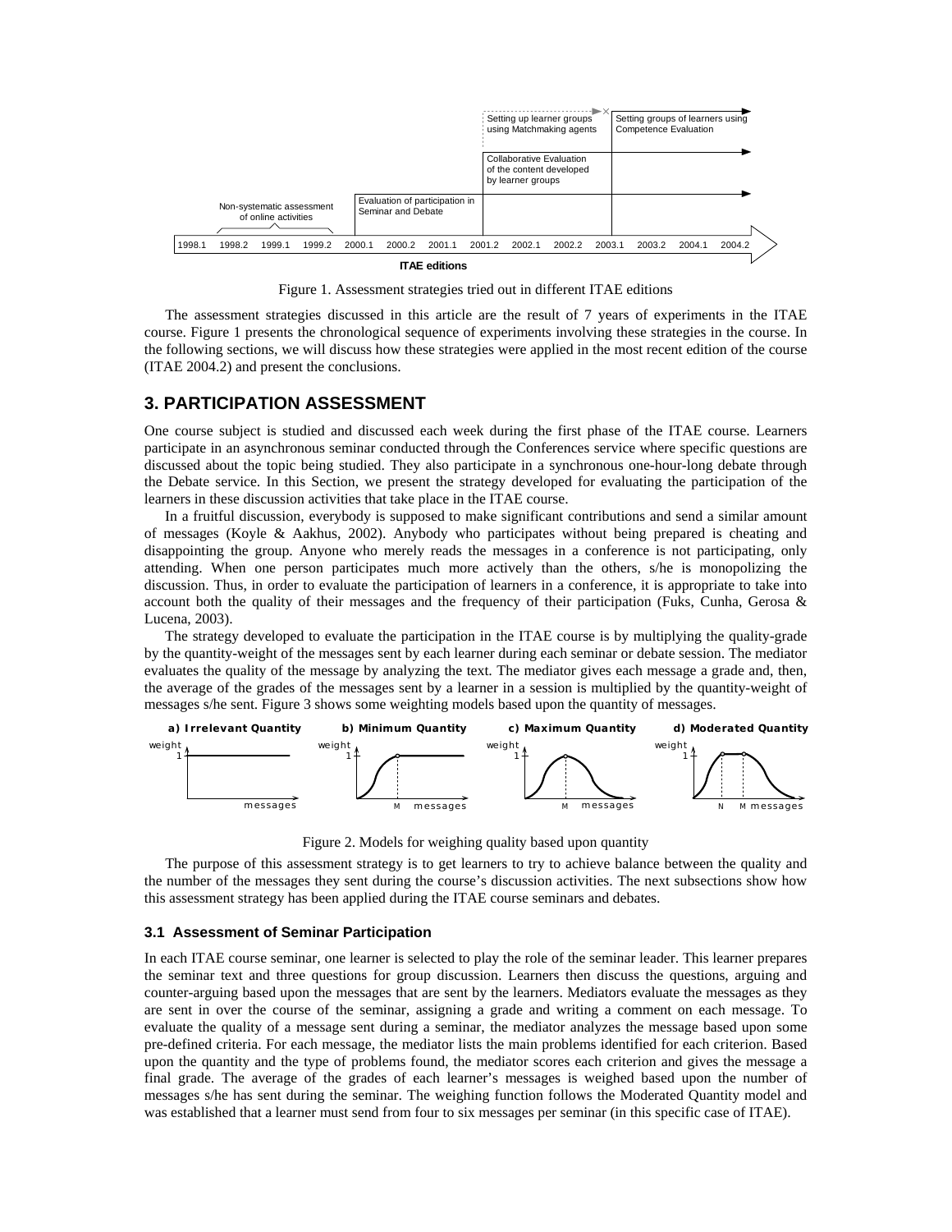Figure 1. Assessment strategies tried out in different ITAE editions

The assessment strategies discussed in this article are the result of 7 years of experiments in the ITAE course. Figure 1 presents the chronological sequence of experiments involving these strategies in the course. In the following sections, we will discuss how these strategies were applied in the most recent edition of the course (ITAE 2004.2) and present the conclusions.

## 3. PARTICIPATION ASSESSMENT

One course subject is studied and discussed each week during the first phase of the ITAE course. Learners participate in an asynchronous seminar conducted through the Conferences service where specific questions are discussed about the topic being studied. They also participate in a synchronous one-hour-long debate through the Debate service. In this Section, we present the strategy developed for evaluating the participation of the learners in these discussion activities that take place in the ITAE course.

In a fruitful discussion, everybody is supposed to make significant contributions and send a similar amount of messages (Koyle & Aakhus, 2002). Anybody who participates without being prepared is cheating and disappointing the group. Anyone who merely reads the messages in a conference is not participating, only attending. When one person participates much more actively than the others, s/he is monopolizing the discussion. Thus, in order to evaluate the participation of learners in a conference, it is appropriate to take into account both the quality of their messages and the frequency of their participation (Fuks, Cunha, Gerosa & Lucena, 2003).

The strategy developed to evaluate the participation in the ITAE course is by multiplying the quality-grade by the quantity-weight of the messages sent by each learner during each seminar or debate session. The mediator evaluates the quality of the message by analyzing the text. The mediator gives each message a grade and, then, the average of the grades of the messages sent by a learner in a session is multiplied by the quantity-weight of messages s/he sent. Figure 3 shows some weighting models based upon the quantity of messages.

Figure 2. Models for weighing quality based upon quantity

The purpose of this assessment strategy is to get learners to try to achieve balance between the quality and the number of the messages they sent during the course's discussion activities. The next subsections show how this assessment strategy has been applied during the ITAE course seminars and debates.

### 3.1 Assessment of Seminar Participation

In each ITAE course seminar, one learner is selected to play the role of the seminar leader. This learner prepares the seminar text and three questions for group discussion. Learners then discuss the questions, arguing and counter-arguing based upon the messages that are sent by the learners. Mediators evaluate the messages as they are sent in over the course of the seminar, assigning a grade and writing a comment on each message. To evaluate the quality of a message sent during a seminar, the mediator analyzes the message based upon some pre-defined criteria. For each message, the mediator lists the main problems identified for each criterion. Based upon the quantity and the type of problems found, the mediator scores each criterion and gives the message a final grade. The average of the grades of each learner's messages is weighed based upon the number of messages s/he has sent during the seminar. The weighing function follows the Moderated Quantity model and was established that a learner must send from four to six messages per seminar (in this specific case of ITAE).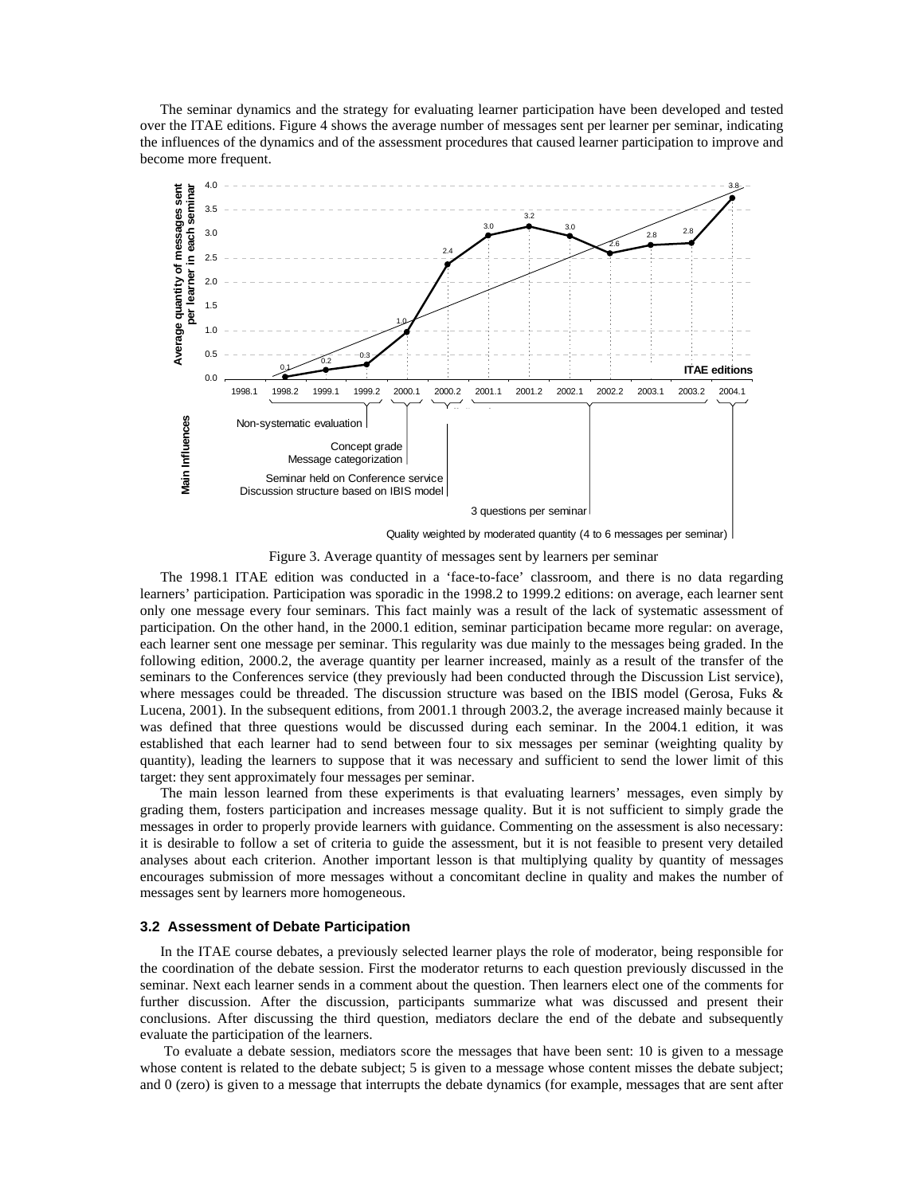The seminar dynamics and the strategy for evaluating learner participation have been developed and tested over the ITAE editions. Figure 4 shows the average number of messages sent per learner per seminar, indicating the influences of the dynamics and of the assessment procedures that caused learner participation to improve and become more frequent.

Figure 3. Average quantity of messages sent by learners per seminar

The 1998.1 ITAE edition was conducted in a 'face-to-face' classroom, and there is no data regarding learners' participation. Participation was sporadic in the 1998.2 to 1999.2 editions: on average, each learner sent only one message every four seminars. This fact mainly was a result of the lack of systematic assessment of participation. On the other hand, in the 2000.1 edition, seminar participation became more regular: on average, each learner sent one message per seminar. This regularity was due mainly to the messages being graded. In the following edition, 2000.2, the average quantity per learner increased, mainly as a result of the transfer of the seminars to the Conferences service (they previously had been conducted through the Discussion List service), where messages could be threaded. The discussion structure was based on the IBIS model (Gerosa, Fuks & Lucena, 2001). In the subsequent editions, from 2001.1 through 2003.2, the average increased mainly because it was defined that three questions would be discussed during each seminar. In the 2004.1 edition, it was established that each learner had to send between four to six messages per seminar (weighting quality by quantity), leading the learners to suppose that it was necessary and sufficient to send the lower limit of this target: they sent approximately four messages per seminar.

The main lesson learned from these experiments is that evaluating learners' messages, even simply by grading them, fosters participation and increases message quality. But it is not sufficient to simply grade the messages in order to properly provide learners with guidance. Commenting on the assessment is also necessary: it is desirable to follow a set of criteria to guide the assessment, but it is not feasible to present very detailed analyses about each criterion. Another important lesson is that multiplying quality by quantity of messages encourages submission of more messages without a concomitant decline in quality and makes the number of messages sent by learners more homogeneous.

### 3.2 Assessment of Debate Participation

In the ITAE course debates, a previously selected learner plays the role of moderator, being responsible for the coordination of the debate session. First the moderator returns to each question previously discussed in the seminar. Next each learner sends in a comment about the question. Then learners elect one of the comments for further discussion. After the discussion, participants summarize what was discussed and present their conclusions. After discussing the third question, mediators declare the end of the debate and subsequently evaluate the participation of the learners.

To evaluate a debate session, mediators score the messages that have been sent: 10 is given to a message whose content is related to the debate subject; 5 is given to a message whose content misses the debate subject; and 0 (zero) is given to a message that interrupts the debate dynamics (for example, messages that are sent after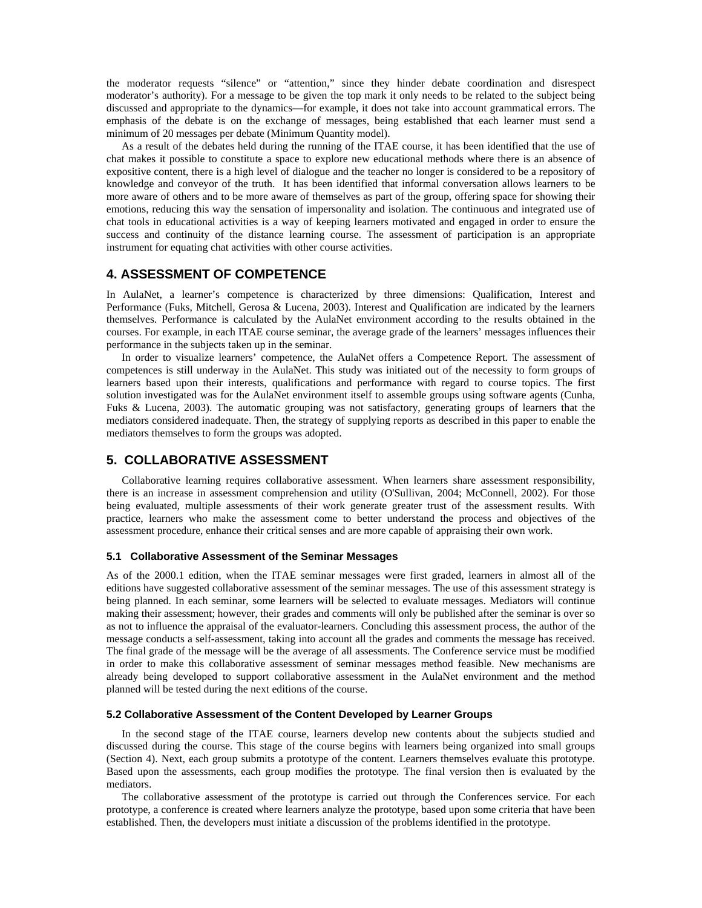the moderator requests “silence” or “attention,” since they hinder debate coordination and disrespect moderator’s authority). For a message to be given the top mark it only needs to be related to the subject being discussed and appropriate to the dynamics—for example, it does not take into account grammatical errors. The emphasis of the debate is on the exchange of messages, being established that each learner must send a minimum of 20 messages per debate (Minimum Quantity model).

As a result of the debates held during the running of the ITAE course, it has been identified that the use of chat makes it possible to constitute a space to explore new educational methods where there is an absence of expositive content, there is a high level of dialogue and the teacher no longer is considered to be a repository of knowledge and conveyor of the truth. It has been identified that informal conversation allows learners to be more aware of others and to be more aware of themselves as part of the group, offering space for showing their emotions, reducing this way the sensation of impersonality and isolation. The continuous and integrated use of chat tools in educational activities is a way of keeping learners motivated and engaged in order to ensure the success and continuity of the distance learning course. The assessment of participation is an appropriate instrument for equating chat activities with other course activities.

## 4. ASSESSMENT OF COMPETENCE

In AulaNet, a learner’s competence is characterized by three dimensions: Qualification, Interest and Performance (Fuks, Mitchell, Gerosa & Lucena, 2003). Interest and Qualification are indicated by the learners themselves. Performance is calculated by the AulaNet environment according to the results obtained in the courses. For example, in each ITAE course seminar, the average grade of the learners’ messages influences their performance in the subjects taken up in the seminar.

In order to visualize learners’ competence, the AulaNet offers a Competence Report. The assessment of competences is still underway in the AulaNet. This study was initiated out of the necessity to form groups of learners based upon their interests, qualifications and performance with regard to course topics. The first solution investigated was for the AulaNet environment itself to assemble groups using software agents (Cunha, Fuks & Lucena, 2003). The automatic grouping was not satisfactory, generating groups of learners that the mediators considered inadequate. Then, the strategy of supplying reports as described in this paper to enable the mediators themselves to form the groups was adopted.

## 5. COLLABORATIVE ASSESSMENT

Collaborative learning requires collaborative assessment. When learners share assessment responsibility, there is an increase in assessment comprehension and utility (O'Sullivan, 2004; McConnell, 2002). For those being evaluated, multiple assessments of their work generate greater trust of the assessment results. With practice, learners who make the assessment come to better understand the process and objectives of the assessment procedure, enhance their critical senses and are more capable of appraising their own work.

### 5.1 Collaborative Assessment of the Seminar Messages

As of the 2000.1 edition, when the ITAE seminar messages were first graded, learners in almost all of the editions have suggested collaborative assessment of the seminar messages. The use of this assessment strategy is being planned. In each seminar, some learners will be selected to evaluate messages. Mediators will continue making their assessment; however, their grades and comments will only be published after the seminar is over so as not to influence the appraisal of the evaluator-learners. Concluding this assessment process, the author of the message conducts a self-assessment, taking into account all the grades and comments the message has received. The final grade of the message will be the average of all assessments. The Conference service must be modified in order to make this collaborative assessment of seminar messages method feasible. New mechanisms are already being developed to support collaborative assessment in the AulaNet environment and the method planned will be tested during the next editions of the course.

### 5.2 Collaborative Assessment of the Content Developed by Learner Groups

In the second stage of the ITAE course, learners develop new contents about the subjects studied and discussed during the course. This stage of the course begins with learners being organized into small groups (Section 4). Next, each group submits a prototype of the content. Learners themselves evaluate this prototype. Based upon the assessments, each group modifies the prototype. The final version then is evaluated by the mediators.

The collaborative assessment of the prototype is carried out through the Conferences service. For each prototype, a conference is created where learners analyze the prototype, based upon some criteria that have been established. Then, the developers must initiate a discussion of the problems identified in the prototype.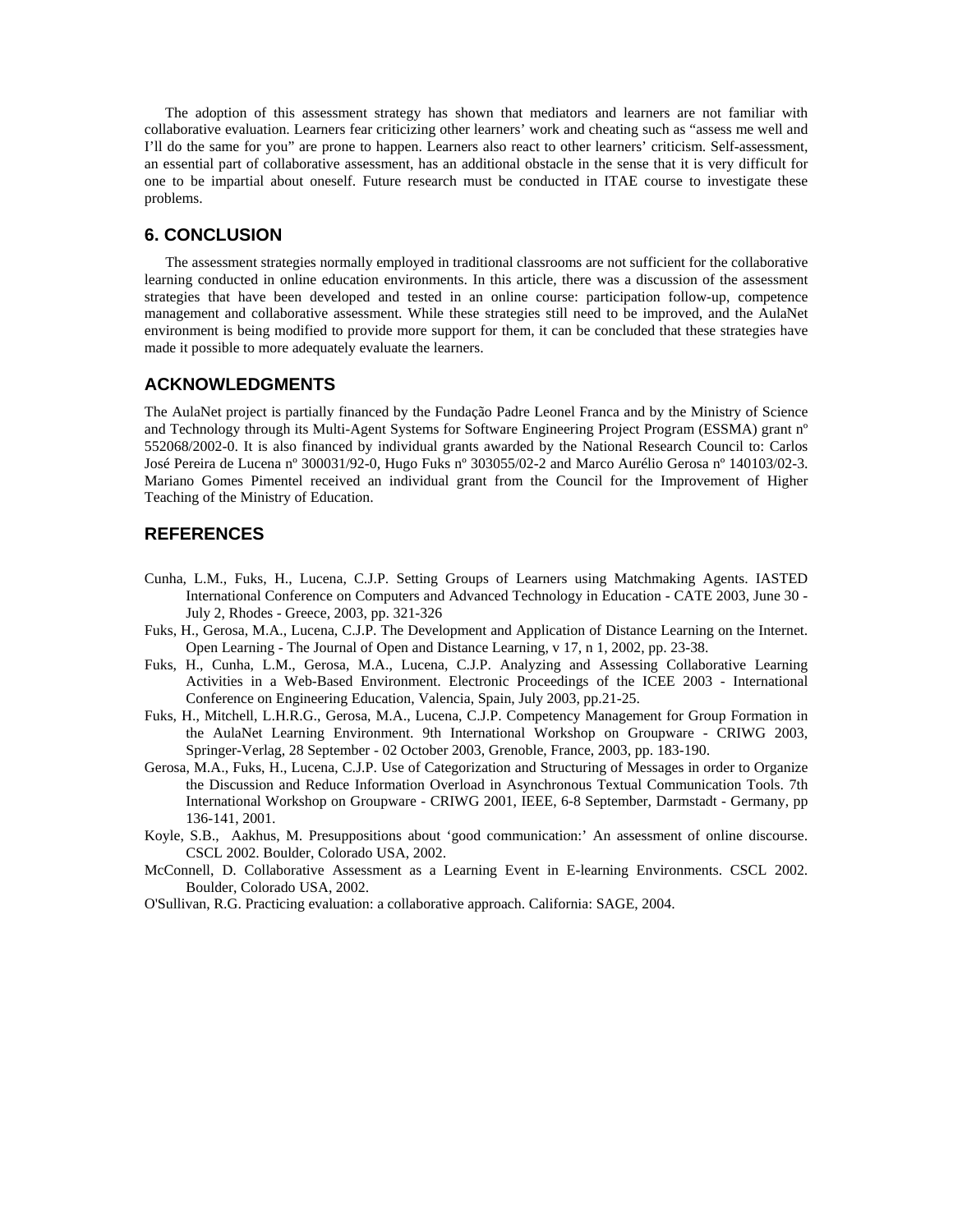The adoption of this assessment strategy has shown that mediators and learners are not familiar with collaborative evaluation. Learners fear criticizing other learners' work and cheating such as "assess me well and I'll do the same for you" are prone to happen. Learners also react to other learners' criticism. Self-assessment, an essential part of collaborative assessment, has an additional obstacle in the sense that it is very difficult for one to be impartial about oneself. Future research must be conducted in ITAE course to investigate these problems.

## 6. CONCLUSION

The assessment strategies normally employed in traditional classrooms are not sufficient for the collaborative learning conducted in online education environments. In this article, there was a discussion of the assessment strategies that have been developed and tested in an online course: participation follow-up, competence management and collaborative assessment. While these strategies still need to be improved, and the AulaNet environment is being modified to provide more support for them, it can be concluded that these strategies have made it possible to more adequately evaluate the learners.

## ACKNOWLEDGMENTS

The AulaNet project is partially financed by the Fundação Padre Leonel Franca and by the Ministry of Science and Technology through its Multi-Agent Systems for Software Engineering Project Program (ESSMA) grant nº 552068/2002-0. It is also financed by individual grants awarded by the National Research Council to: Carlos José Pereira de Lucena nº 300031/92-0, Hugo Fuks nº 303055/02-2 and Marco Aurélio Gerosa nº 140103/02-3. Mariano Gomes Pimentel received an individual grant from the Council for the Improvement of Higher Teaching of the Ministry of Education.

## REFERENCES

Cunha, L.M., Fuks, H., Lucena, C.J.P. Setting Groups of Learners using Matchmaking Agents. IASTED International Conference on Computers and Advanced Technology in Education - CATE 2003, June 30 - July 2, Rhodes - Greece, 2003, pp. 321-326

Fuks, H., Gerosa, M.A., Lucena, C.J.P. The Development and Application of Distance Learning on the Internet. Open Learning - The Journal of Open and Distance Learning, v 17, n 1, 2002, pp. 23-38.

Fuks, H., Cunha, L.M., Gerosa, M.A., Lucena, C.J.P. Analyzing and Assessing Collaborative Learning Activities in a Web-Based Environment. Electronic Proceedings of the ICEE 2003 - International Conference on Engineering Education, Valencia, Spain, July 2003, pp.21-25.

Fuks, H., Mitchell, L.H.R.G., Gerosa, M.A., Lucena, C.J.P. Competency Management for Group Formation in the AulaNet Learning Environment. 9th International Workshop on Groupware - CRIWG 2003, Springer-Verlag, 28 September - 02 October 2003, Grenoble, France, 2003, pp. 183-190.

Gerosa, M.A., Fuks, H., Lucena, C.J.P. Use of Categorization and Structuring of Messages in order to Organize the Discussion and Reduce Information Overload in Asynchronous Textual Communication Tools. 7th International Workshop on Groupware - CRIWG 2001, IEEE, 6-8 September, Darmstadt - Germany, pp 136-141, 2001.

Koyle, S.B., Aakhus, M. Presuppositions about 'good communication:' An assessment of online discourse. CSCL 2002. Boulder, Colorado USA, 2002.

McConnell, D. Collaborative Assessment as a Learning Event in E-learning Environments. CSCL 2002. Boulder, Colorado USA, 2002.

O'Sullivan, R.G. Practicing evaluation: a collaborative approach. California: SAGE, 2004.